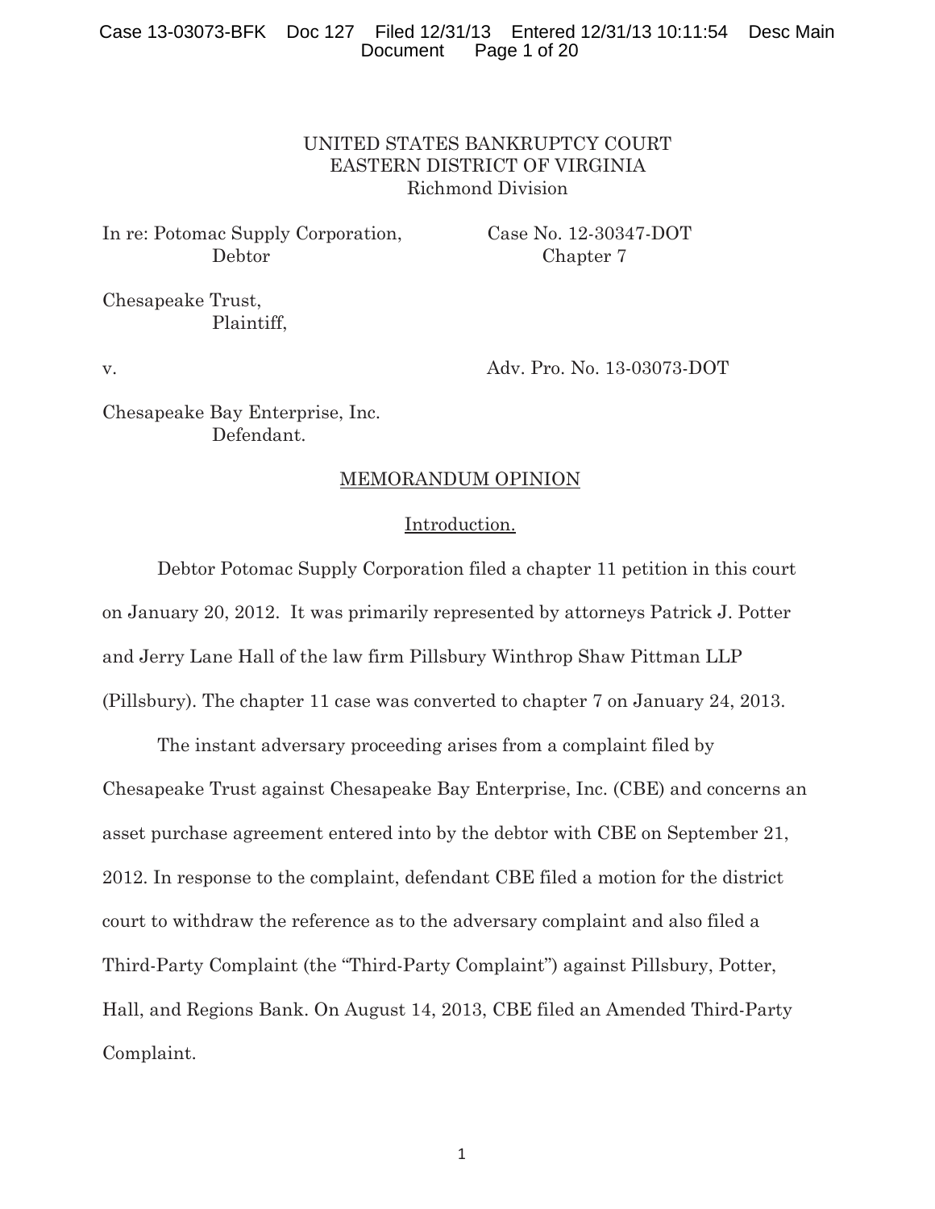UNITED STATES BANKRUPTCY COURT
EASTERN DISTRICT OF VIRGINIA
Richmond Division

In re: Potomac Supply Corporation, Debtor — Case No. 12-30347-DOT, Chapter 7

Chesapeake Trust,
Plaintiff,

v. — Adv. Pro. No. 13-03073-DOT

Chesapeake Bay Enterprise, Inc.
Defendant.

## MEMORANDUM OPINION

### Introduction.

Debtor Potomac Supply Corporation filed a chapter 11 petition in this court on January 20, 2012. It was primarily represented by attorneys Patrick J. Potter and Jerry Lane Hall of the law firm Pillsbury Winthrop Shaw Pittman LLP (Pillsbury). The chapter 11 case was converted to chapter 7 on January 24, 2013.

The instant adversary proceeding arises from a complaint filed by Chesapeake Trust against Chesapeake Bay Enterprise, Inc. (CBE) and concerns an asset purchase agreement entered into by the debtor with CBE on September 21, 2012. In response to the complaint, defendant CBE filed a motion for the district court to withdraw the reference as to the adversary complaint and also filed a Third-Party Complaint (the "Third-Party Complaint") against Pillsbury, Potter, Hall, and Regions Bank. On August 14, 2013, CBE filed an Amended Third-Party Complaint.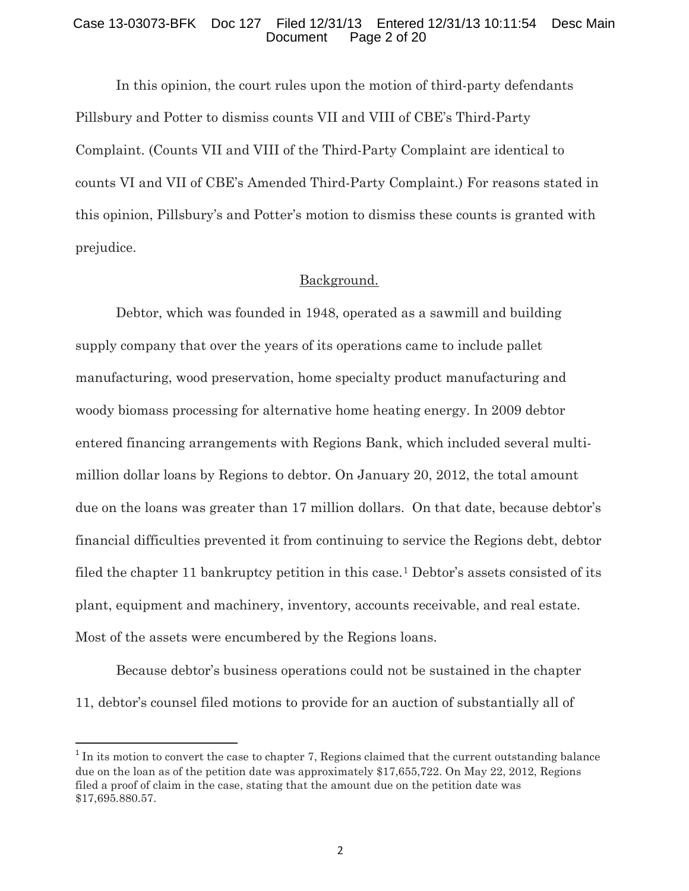In this opinion, the court rules upon the motion of third-party defendants Pillsbury and Potter to dismiss counts VII and VIII of CBE's Third-Party Complaint. (Counts VII and VIII of the Third-Party Complaint are identical to counts VI and VII of CBE's Amended Third-Party Complaint.) For reasons stated in this opinion, Pillsbury's and Potter's motion to dismiss these counts is granted with prejudice.

## Background.

Debtor, which was founded in 1948, operated as a sawmill and building supply company that over the years of its operations came to include pallet manufacturing, wood preservation, home specialty product manufacturing and woody biomass processing for alternative home heating energy. In 2009 debtor entered financing arrangements with Regions Bank, which included several multi-million dollar loans by Regions to debtor. On January 20, 2012, the total amount due on the loans was greater than 17 million dollars. On that date, because debtor's financial difficulties prevented it from continuing to service the Regions debt, debtor filed the chapter 11 bankruptcy petition in this case.[1] Debtor's assets consisted of its plant, equipment and machinery, inventory, accounts receivable, and real estate. Most of the assets were encumbered by the Regions loans.

Because debtor's business operations could not be sustained in the chapter 11, debtor's counsel filed motions to provide for an auction of substantially all of

[1] In its motion to convert the case to chapter 7, Regions claimed that the current outstanding balance due on the loan as of the petition date was approximately $17,655,722. On May 22, 2012, Regions filed a proof of claim in the case, stating that the amount due on the petition date was $17,695.880.57.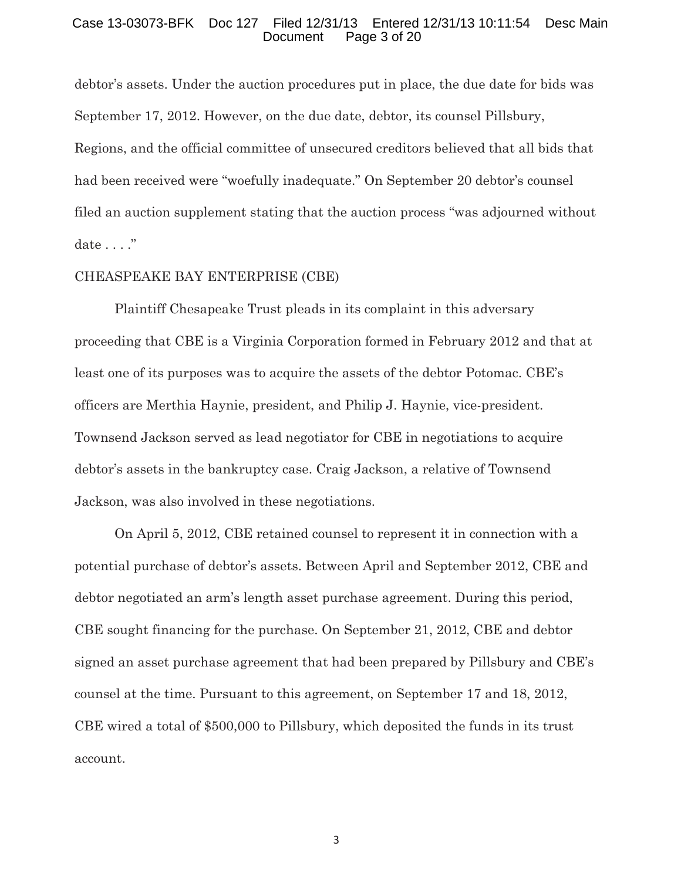debtor's assets. Under the auction procedures put in place, the due date for bids was September 17, 2012. However, on the due date, debtor, its counsel Pillsbury, Regions, and the official committee of unsecured creditors believed that all bids that had been received were "woefully inadequate." On September 20 debtor's counsel filed an auction supplement stating that the auction process "was adjourned without date . . . ."

CHEASPEAKE BAY ENTERPRISE (CBE)

Plaintiff Chesapeake Trust pleads in its complaint in this adversary proceeding that CBE is a Virginia Corporation formed in February 2012 and that at least one of its purposes was to acquire the assets of the debtor Potomac. CBE's officers are Merthia Haynie, president, and Philip J. Haynie, vice-president. Townsend Jackson served as lead negotiator for CBE in negotiations to acquire debtor's assets in the bankruptcy case. Craig Jackson, a relative of Townsend Jackson, was also involved in these negotiations.

On April 5, 2012, CBE retained counsel to represent it in connection with a potential purchase of debtor's assets. Between April and September 2012, CBE and debtor negotiated an arm's length asset purchase agreement. During this period, CBE sought financing for the purchase. On September 21, 2012, CBE and debtor signed an asset purchase agreement that had been prepared by Pillsbury and CBE's counsel at the time. Pursuant to this agreement, on September 17 and 18, 2012, CBE wired a total of $500,000 to Pillsbury, which deposited the funds in its trust account.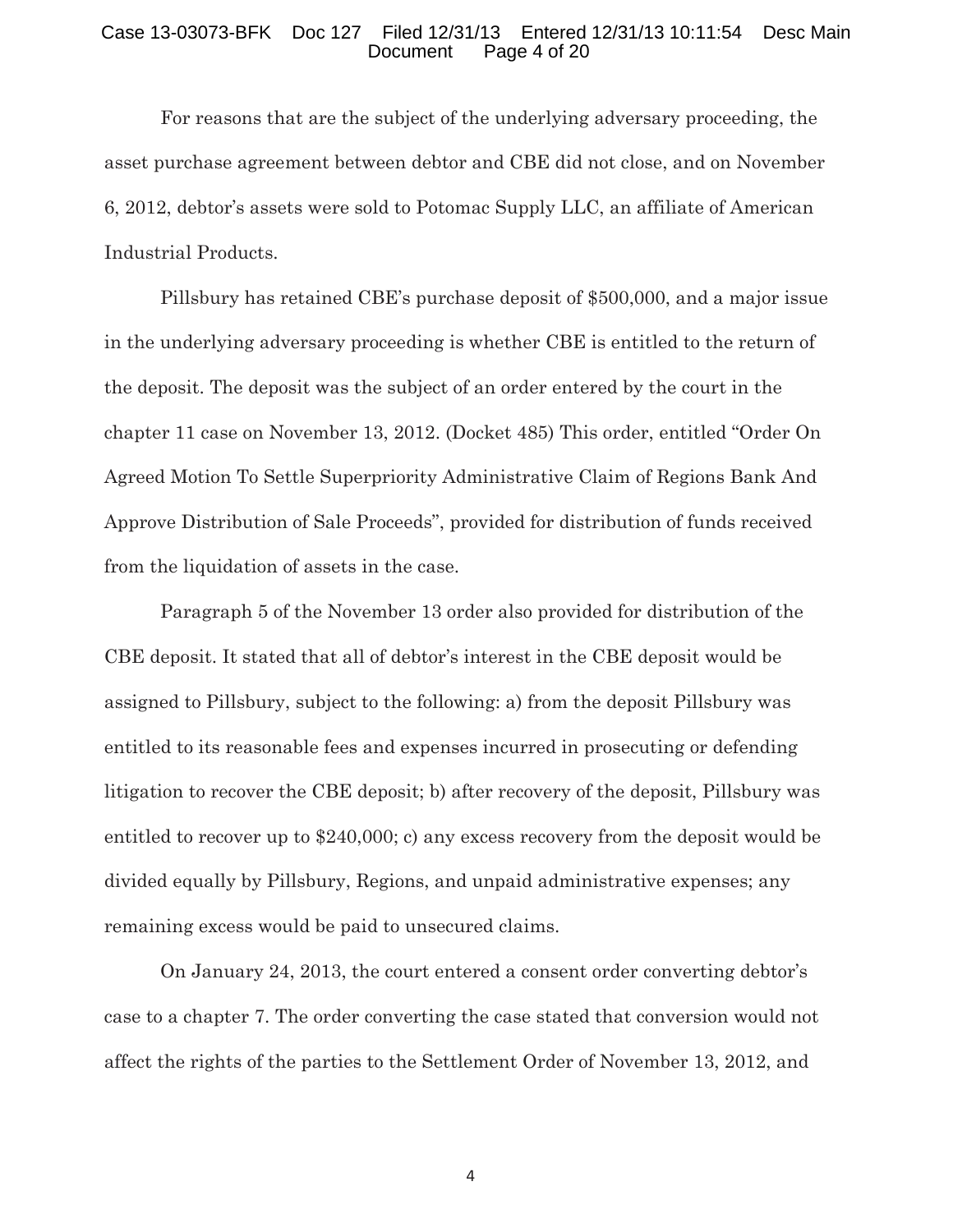For reasons that are the subject of the underlying adversary proceeding, the asset purchase agreement between debtor and CBE did not close, and on November 6, 2012, debtor's assets were sold to Potomac Supply LLC, an affiliate of American Industrial Products.

Pillsbury has retained CBE's purchase deposit of $500,000, and a major issue in the underlying adversary proceeding is whether CBE is entitled to the return of the deposit. The deposit was the subject of an order entered by the court in the chapter 11 case on November 13, 2012. (Docket 485) This order, entitled "Order On Agreed Motion To Settle Superpriority Administrative Claim of Regions Bank And Approve Distribution of Sale Proceeds", provided for distribution of funds received from the liquidation of assets in the case.

Paragraph 5 of the November 13 order also provided for distribution of the CBE deposit. It stated that all of debtor's interest in the CBE deposit would be assigned to Pillsbury, subject to the following: a) from the deposit Pillsbury was entitled to its reasonable fees and expenses incurred in prosecuting or defending litigation to recover the CBE deposit; b) after recovery of the deposit, Pillsbury was entitled to recover up to $240,000; c) any excess recovery from the deposit would be divided equally by Pillsbury, Regions, and unpaid administrative expenses; any remaining excess would be paid to unsecured claims.

On January 24, 2013, the court entered a consent order converting debtor's case to a chapter 7. The order converting the case stated that conversion would not affect the rights of the parties to the Settlement Order of November 13, 2012, and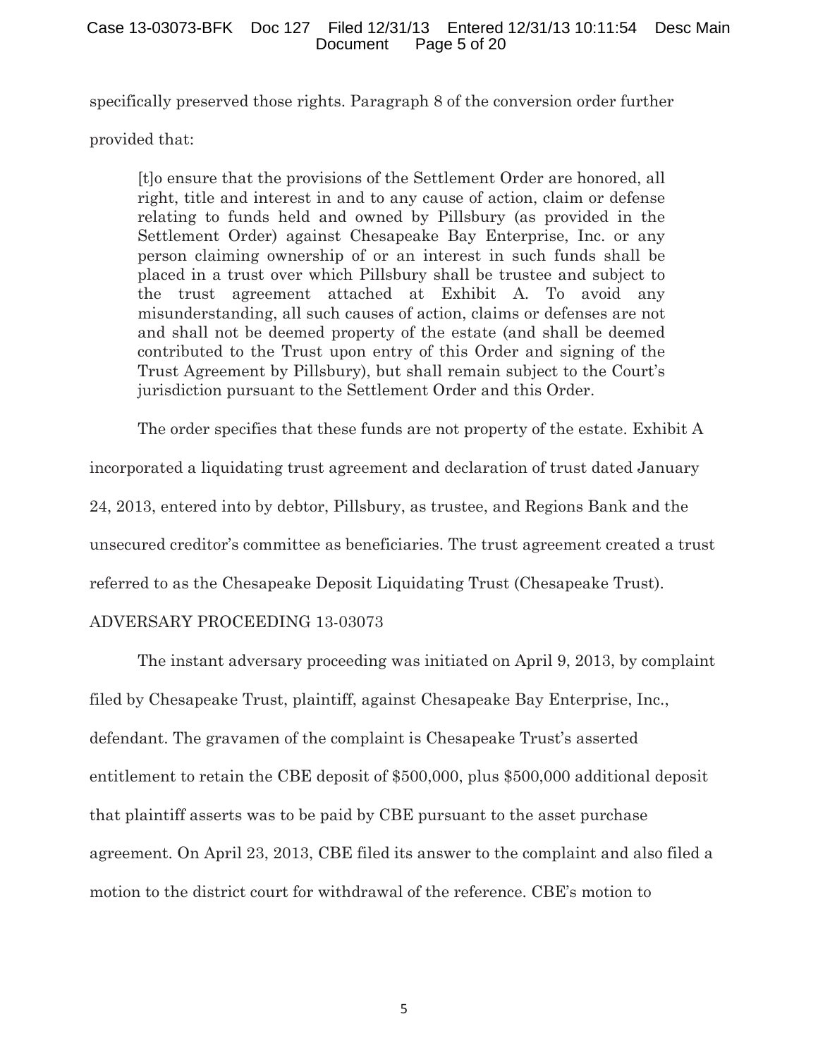specifically preserved those rights. Paragraph 8 of the conversion order further provided that:

> [t]o ensure that the provisions of the Settlement Order are honored, all right, title and interest in and to any cause of action, claim or defense relating to funds held and owned by Pillsbury (as provided in the Settlement Order) against Chesapeake Bay Enterprise, Inc. or any person claiming ownership of or an interest in such funds shall be placed in a trust over which Pillsbury shall be trustee and subject to the trust agreement attached at Exhibit A. To avoid any misunderstanding, all such causes of action, claims or defenses are not and shall not be deemed property of the estate (and shall be deemed contributed to the Trust upon entry of this Order and signing of the Trust Agreement by Pillsbury), but shall remain subject to the Court's jurisdiction pursuant to the Settlement Order and this Order.

The order specifies that these funds are not property of the estate. Exhibit A incorporated a liquidating trust agreement and declaration of trust dated January 24, 2013, entered into by debtor, Pillsbury, as trustee, and Regions Bank and the unsecured creditor's committee as beneficiaries. The trust agreement created a trust referred to as the Chesapeake Deposit Liquidating Trust (Chesapeake Trust).

ADVERSARY PROCEEDING 13-03073

The instant adversary proceeding was initiated on April 9, 2013, by complaint filed by Chesapeake Trust, plaintiff, against Chesapeake Bay Enterprise, Inc., defendant. The gravamen of the complaint is Chesapeake Trust's asserted entitlement to retain the CBE deposit of $500,000, plus $500,000 additional deposit that plaintiff asserts was to be paid by CBE pursuant to the asset purchase agreement. On April 23, 2013, CBE filed its answer to the complaint and also filed a motion to the district court for withdrawal of the reference. CBE's motion to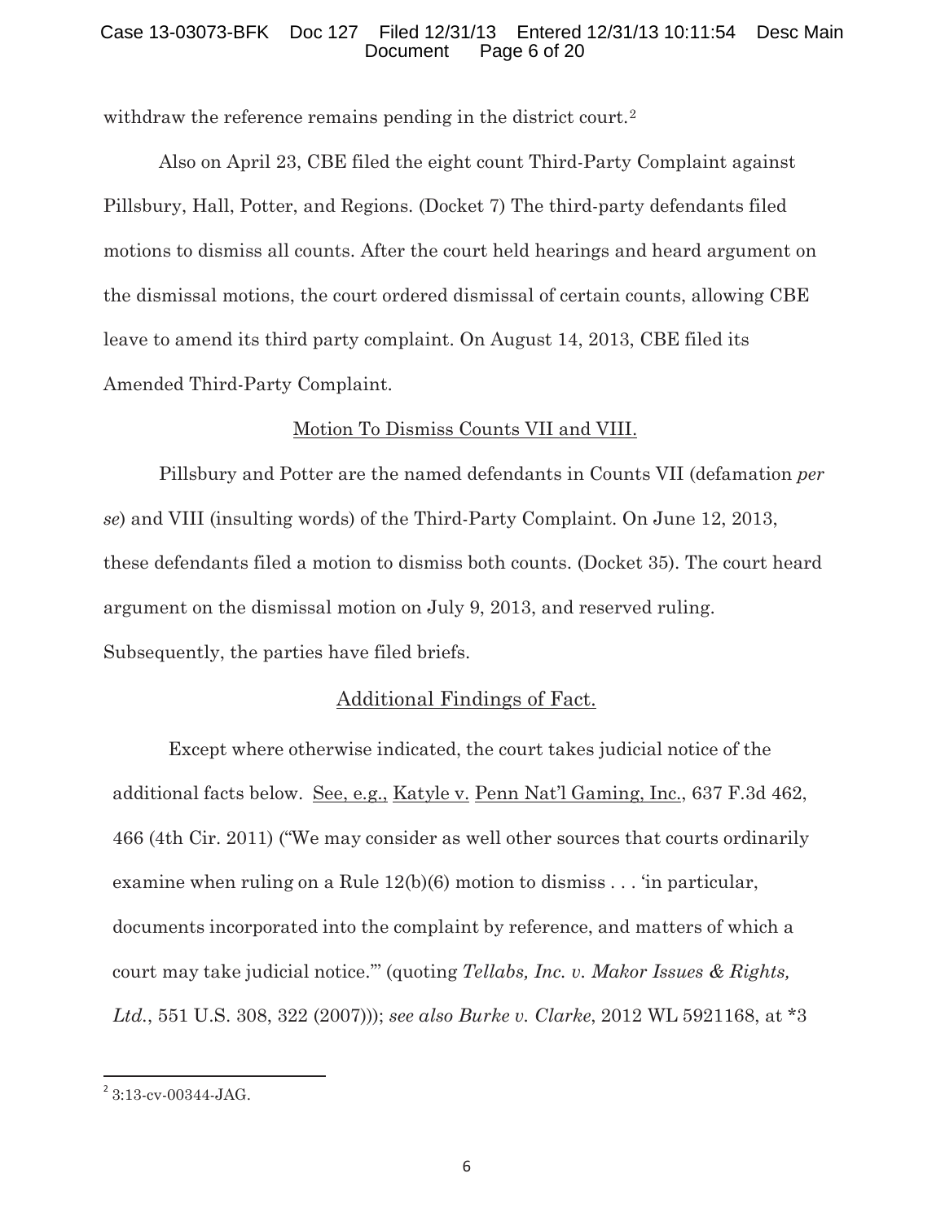withdraw the reference remains pending in the district court.[2]

Also on April 23, CBE filed the eight count Third-Party Complaint against Pillsbury, Hall, Potter, and Regions. (Docket 7) The third-party defendants filed motions to dismiss all counts. After the court held hearings and heard argument on the dismissal motions, the court ordered dismissal of certain counts, allowing CBE leave to amend its third party complaint. On August 14, 2013, CBE filed its Amended Third-Party Complaint.

<u>Motion To Dismiss Counts VII and VIII.</u>

Pillsbury and Potter are the named defendants in Counts VII (defamation *per se*) and VIII (insulting words) of the Third-Party Complaint. On June 12, 2013, these defendants filed a motion to dismiss both counts. (Docket 35). The court heard argument on the dismissal motion on July 9, 2013, and reserved ruling. Subsequently, the parties have filed briefs.

<u>Additional Findings of Fact.</u>

Except where otherwise indicated, the court takes judicial notice of the additional facts below. <u>See, e.g.,</u> <u>Katyle v.</u> <u>Penn Nat'l Gaming, Inc.</u>, 637 F.3d 462, 466 (4th Cir. 2011) ("We may consider as well other sources that courts ordinarily examine when ruling on a Rule 12(b)(6) motion to dismiss . . . 'in particular, documents incorporated into the complaint by reference, and matters of which a court may take judicial notice.'" (quoting *Tellabs, Inc. v. Makor Issues & Rights, Ltd.*, 551 U.S. 308, 322 (2007))); *see also Burke v. Clarke*, 2012 WL 5921168, at *3

[2] 3:13-cv-00344-JAG.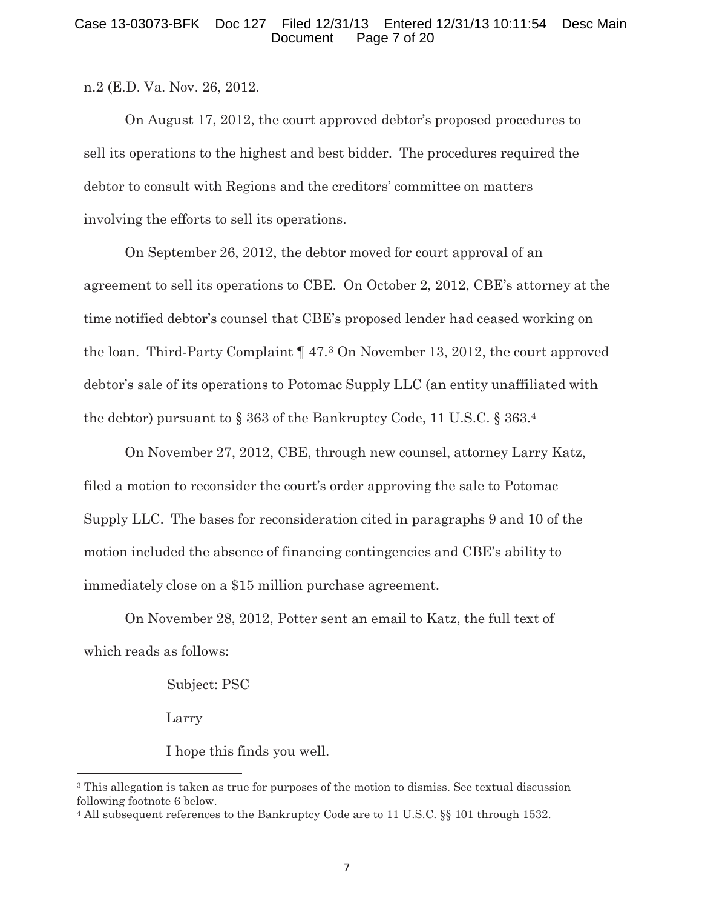n.2 (E.D. Va. Nov. 26, 2012.

On August 17, 2012, the court approved debtor's proposed procedures to sell its operations to the highest and best bidder. The procedures required the debtor to consult with Regions and the creditors' committee on matters involving the efforts to sell its operations.

On September 26, 2012, the debtor moved for court approval of an agreement to sell its operations to CBE. On October 2, 2012, CBE's attorney at the time notified debtor's counsel that CBE's proposed lender had ceased working on the loan. Third-Party Complaint ¶ 47.[3] On November 13, 2012, the court approved debtor's sale of its operations to Potomac Supply LLC (an entity unaffiliated with the debtor) pursuant to § 363 of the Bankruptcy Code, 11 U.S.C. § 363.[4]

On November 27, 2012, CBE, through new counsel, attorney Larry Katz, filed a motion to reconsider the court's order approving the sale to Potomac Supply LLC. The bases for reconsideration cited in paragraphs 9 and 10 of the motion included the absence of financing contingencies and CBE's ability to immediately close on a $15 million purchase agreement.

On November 28, 2012, Potter sent an email to Katz, the full text of which reads as follows:

> Subject: PSC
>
> Larry
>
> I hope this finds you well.

---

[3] This allegation is taken as true for purposes of the motion to dismiss. See textual discussion following footnote 6 below.

[4] All subsequent references to the Bankruptcy Code are to 11 U.S.C. §§ 101 through 1532.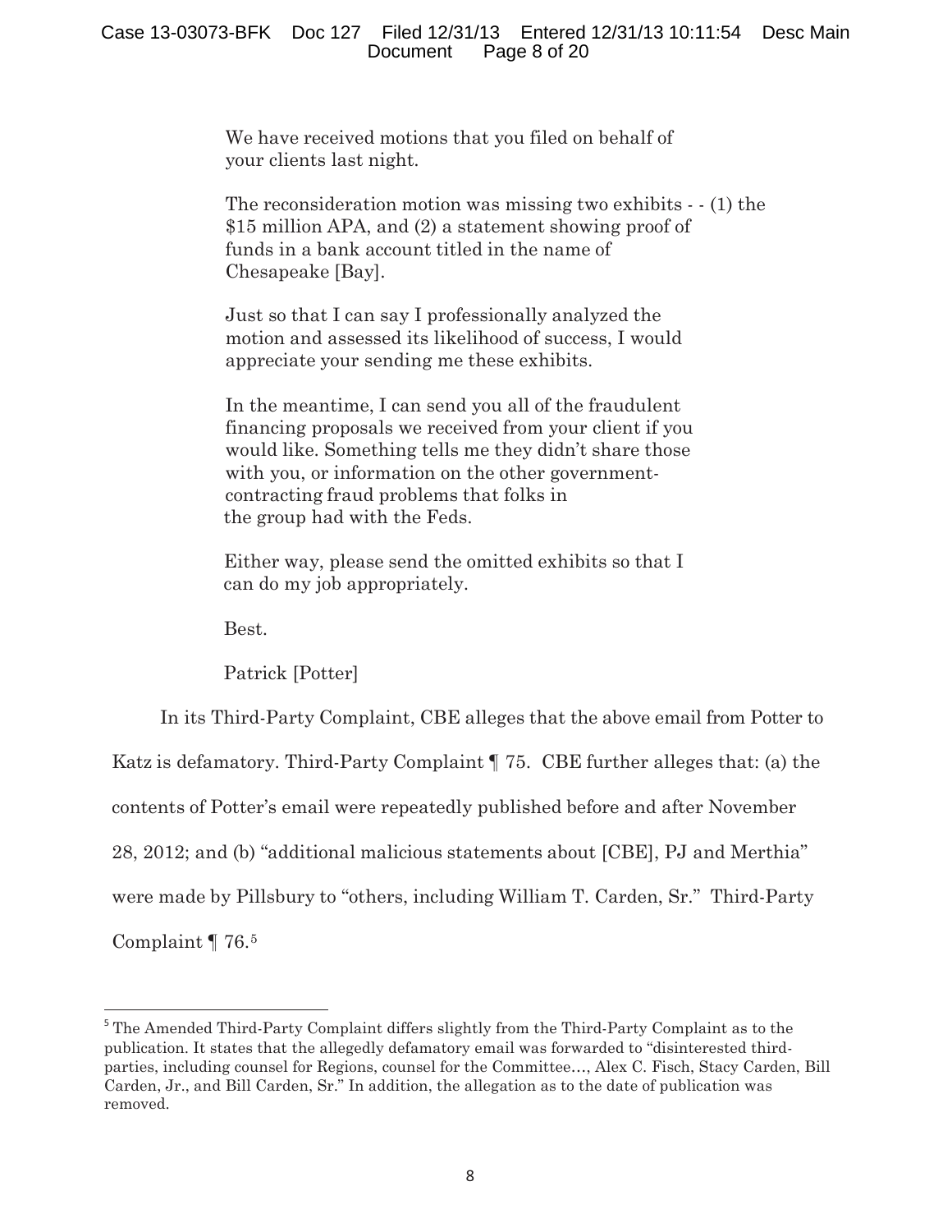> We have received motions that you filed on behalf of your clients last night.
>
> The reconsideration motion was missing two exhibits - - (1) the $15 million APA, and (2) a statement showing proof of funds in a bank account titled in the name of Chesapeake [Bay].
>
> Just so that I can say I professionally analyzed the motion and assessed its likelihood of success, I would appreciate your sending me these exhibits.
>
> In the meantime, I can send you all of the fraudulent financing proposals we received from your client if you would like. Something tells me they didn't share those with you, or information on the other government-contracting fraud problems that folks in the group had with the Feds.
>
> Either way, please send the omitted exhibits so that I can do my job appropriately.
>
> Best.
>
> Patrick [Potter]

In its Third-Party Complaint, CBE alleges that the above email from Potter to Katz is defamatory. Third-Party Complaint ¶ 75. CBE further alleges that: (a) the contents of Potter's email were repeatedly published before and after November 28, 2012; and (b) "additional malicious statements about [CBE], PJ and Merthia" were made by Pillsbury to "others, including William T. Carden, Sr." Third-Party Complaint ¶ 76.[5]

---

[5] The Amended Third-Party Complaint differs slightly from the Third-Party Complaint as to the publication. It states that the allegedly defamatory email was forwarded to "disinterested third-parties, including counsel for Regions, counsel for the Committee…, Alex C. Fisch, Stacy Carden, Bill Carden, Jr., and Bill Carden, Sr." In addition, the allegation as to the date of publication was removed.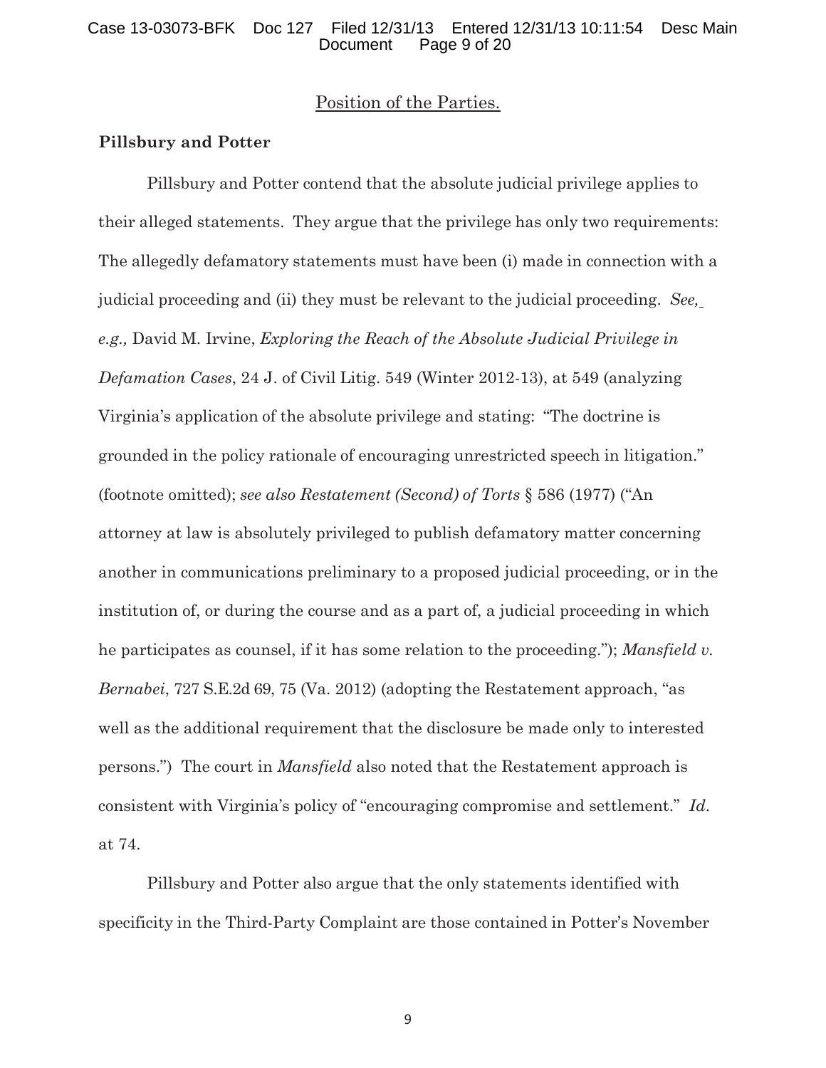## Position of the Parties.

**Pillsbury and Potter**

Pillsbury and Potter contend that the absolute judicial privilege applies to their alleged statements. They argue that the privilege has only two requirements: The allegedly defamatory statements must have been (i) made in connection with a judicial proceeding and (ii) they must be relevant to the judicial proceeding. *See, e.g.,* David M. Irvine, *Exploring the Reach of the Absolute Judicial Privilege in Defamation Cases*, 24 J. of Civil Litig. 549 (Winter 2012-13), at 549 (analyzing Virginia's application of the absolute privilege and stating: "The doctrine is grounded in the policy rationale of encouraging unrestricted speech in litigation." (footnote omitted); *see also Restatement (Second) of Torts* § 586 (1977) ("An attorney at law is absolutely privileged to publish defamatory matter concerning another in communications preliminary to a proposed judicial proceeding, or in the institution of, or during the course and as a part of, a judicial proceeding in which he participates as counsel, if it has some relation to the proceeding."); *Mansfield v. Bernabei*, 727 S.E.2d 69, 75 (Va. 2012) (adopting the Restatement approach, "as well as the additional requirement that the disclosure be made only to interested persons.") The court in *Mansfield* also noted that the Restatement approach is consistent with Virginia's policy of "encouraging compromise and settlement." *Id.* at 74.

Pillsbury and Potter also argue that the only statements identified with specificity in the Third-Party Complaint are those contained in Potter's November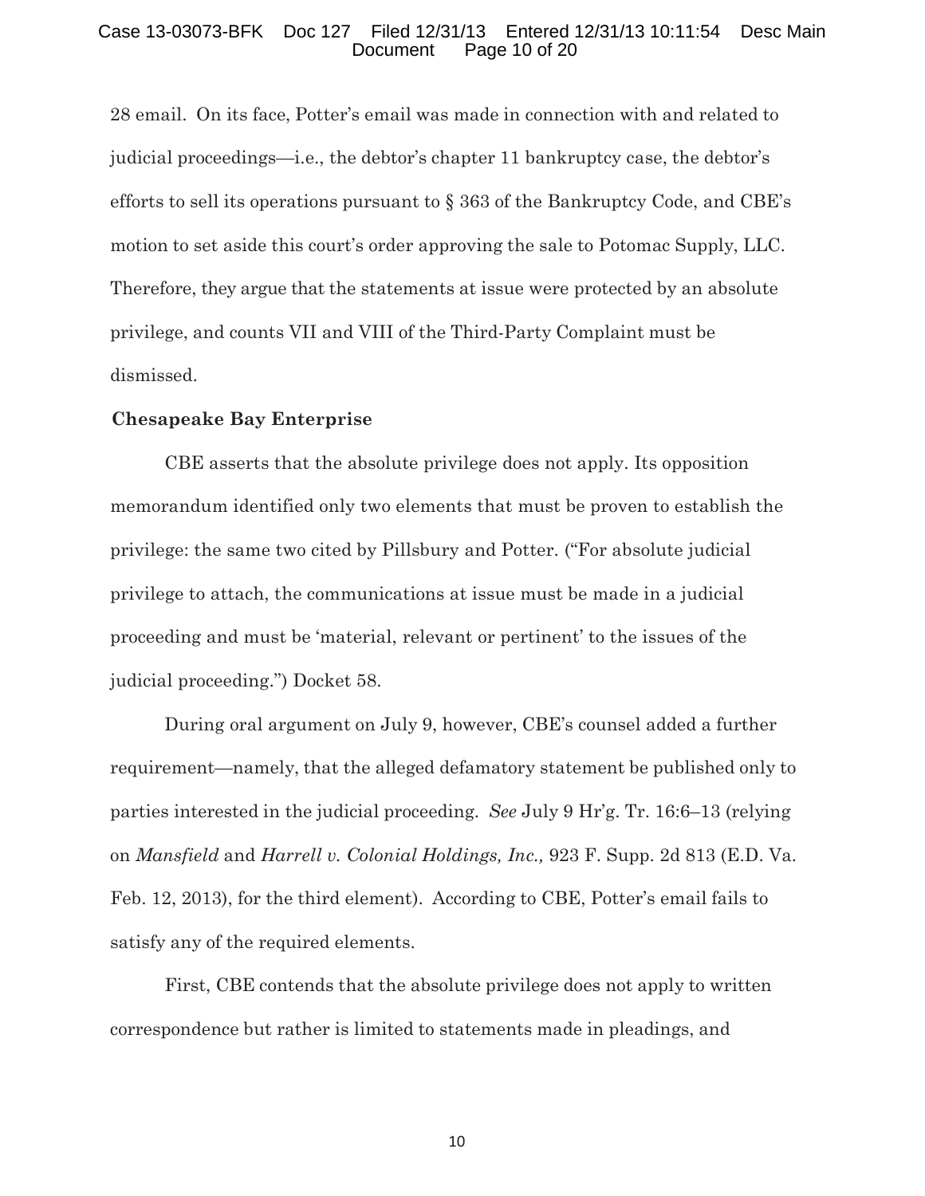28 email. On its face, Potter's email was made in connection with and related to judicial proceedings—i.e., the debtor's chapter 11 bankruptcy case, the debtor's efforts to sell its operations pursuant to § 363 of the Bankruptcy Code, and CBE's motion to set aside this court's order approving the sale to Potomac Supply, LLC. Therefore, they argue that the statements at issue were protected by an absolute privilege, and counts VII and VIII of the Third-Party Complaint must be dismissed.

**Chesapeake Bay Enterprise**

CBE asserts that the absolute privilege does not apply. Its opposition memorandum identified only two elements that must be proven to establish the privilege: the same two cited by Pillsbury and Potter. ("For absolute judicial privilege to attach, the communications at issue must be made in a judicial proceeding and must be 'material, relevant or pertinent' to the issues of the judicial proceeding.") Docket 58.

During oral argument on July 9, however, CBE's counsel added a further requirement—namely, that the alleged defamatory statement be published only to parties interested in the judicial proceeding. *See* July 9 Hr'g. Tr. 16:6–13 (relying on *Mansfield* and *Harrell v. Colonial Holdings, Inc.,* 923 F. Supp. 2d 813 (E.D. Va. Feb. 12, 2013), for the third element). According to CBE, Potter's email fails to satisfy any of the required elements.

First, CBE contends that the absolute privilege does not apply to written correspondence but rather is limited to statements made in pleadings, and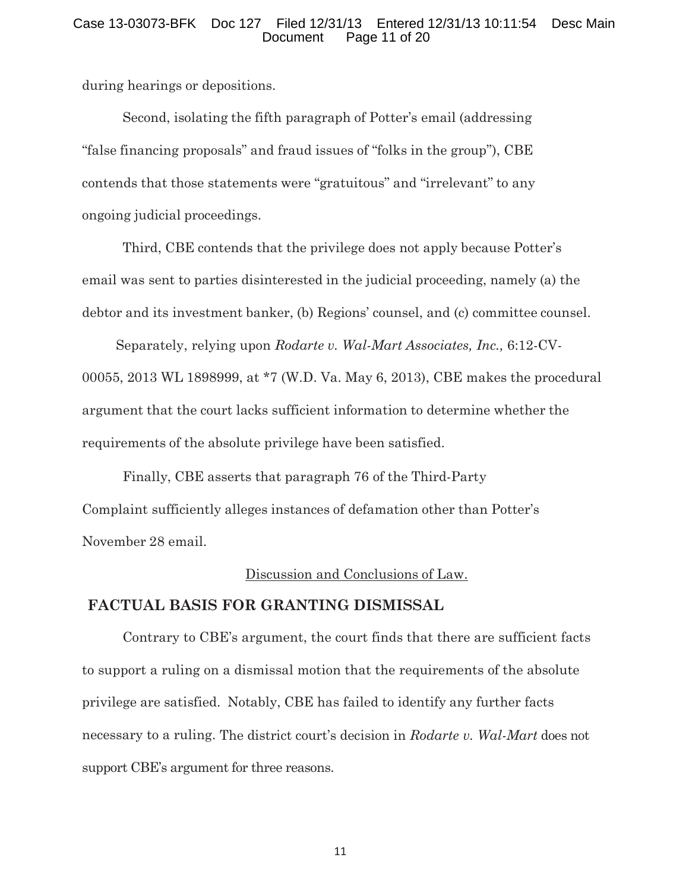during hearings or depositions.

Second, isolating the fifth paragraph of Potter's email (addressing "false financing proposals" and fraud issues of "folks in the group"), CBE contends that those statements were "gratuitous" and "irrelevant" to any ongoing judicial proceedings.

Third, CBE contends that the privilege does not apply because Potter's email was sent to parties disinterested in the judicial proceeding, namely (a) the debtor and its investment banker, (b) Regions' counsel, and (c) committee counsel.

Separately, relying upon *Rodarte v. Wal-Mart Associates, Inc.,* 6:12-CV-00055, 2013 WL 1898999, at *7 (W.D. Va. May 6, 2013), CBE makes the procedural argument that the court lacks sufficient information to determine whether the requirements of the absolute privilege have been satisfied.

Finally, CBE asserts that paragraph 76 of the Third-Party Complaint sufficiently alleges instances of defamation other than Potter's November 28 email.

<u>Discussion and Conclusions of Law.</u>

## FACTUAL BASIS FOR GRANTING DISMISSAL

Contrary to CBE's argument, the court finds that there are sufficient facts to support a ruling on a dismissal motion that the requirements of the absolute privilege are satisfied. Notably, CBE has failed to identify any further facts necessary to a ruling. The district court's decision in *Rodarte v. Wal-Mart* does not support CBE's argument for three reasons.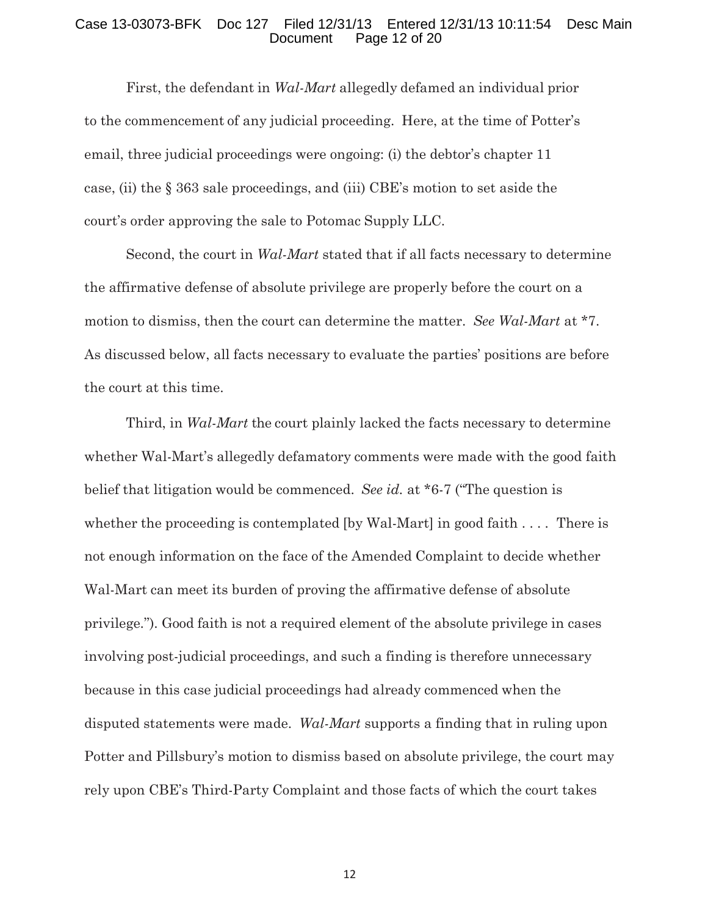First, the defendant in *Wal-Mart* allegedly defamed an individual prior to the commencement of any judicial proceeding. Here, at the time of Potter's email, three judicial proceedings were ongoing: (i) the debtor's chapter 11 case, (ii) the § 363 sale proceedings, and (iii) CBE's motion to set aside the court's order approving the sale to Potomac Supply LLC.

Second, the court in *Wal-Mart* stated that if all facts necessary to determine the affirmative defense of absolute privilege are properly before the court on a motion to dismiss, then the court can determine the matter. *See Wal-Mart* at *7. As discussed below, all facts necessary to evaluate the parties' positions are before the court at this time.

Third, in *Wal-Mart* the court plainly lacked the facts necessary to determine whether Wal-Mart's allegedly defamatory comments were made with the good faith belief that litigation would be commenced. *See id.* at *6-7 ("The question is whether the proceeding is contemplated [by Wal-Mart] in good faith . . . . There is not enough information on the face of the Amended Complaint to decide whether Wal-Mart can meet its burden of proving the affirmative defense of absolute privilege."). Good faith is not a required element of the absolute privilege in cases involving post-judicial proceedings, and such a finding is therefore unnecessary because in this case judicial proceedings had already commenced when the disputed statements were made. *Wal-Mart* supports a finding that in ruling upon Potter and Pillsbury's motion to dismiss based on absolute privilege, the court may rely upon CBE's Third-Party Complaint and those facts of which the court takes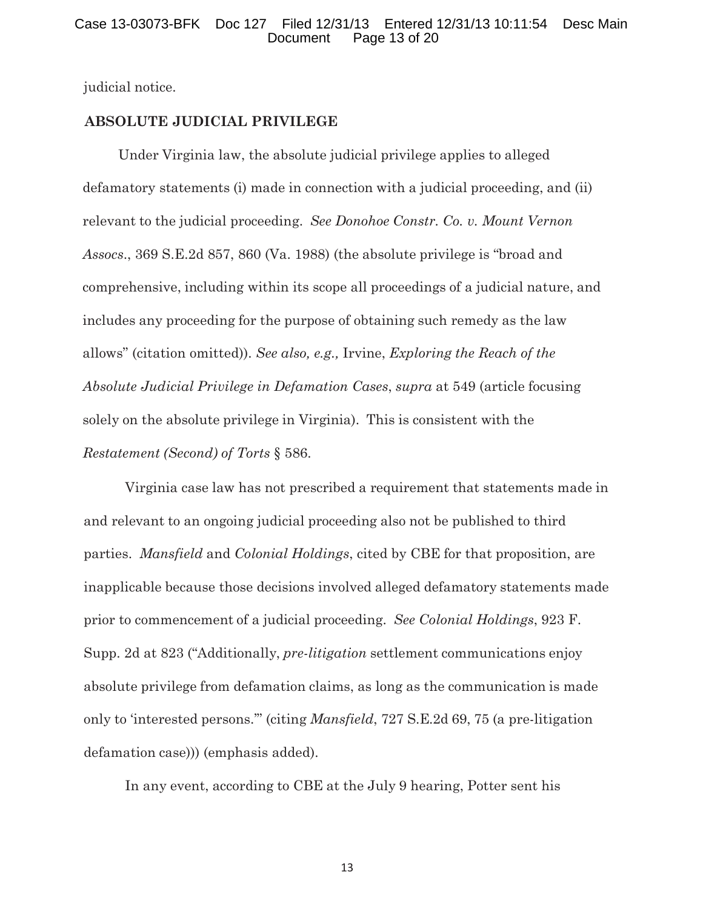judicial notice.

**ABSOLUTE JUDICIAL PRIVILEGE**

Under Virginia law, the absolute judicial privilege applies to alleged defamatory statements (i) made in connection with a judicial proceeding, and (ii) relevant to the judicial proceeding. *See Donohoe Constr. Co. v. Mount Vernon Assocs*., 369 S.E.2d 857, 860 (Va. 1988) (the absolute privilege is "broad and comprehensive, including within its scope all proceedings of a judicial nature, and includes any proceeding for the purpose of obtaining such remedy as the law allows" (citation omitted)). *See also, e.g.,* Irvine, *Exploring the Reach of the Absolute Judicial Privilege in Defamation Cases*, *supra* at 549 (article focusing solely on the absolute privilege in Virginia). This is consistent with the *Restatement (Second) of Torts* § 586.

Virginia case law has not prescribed a requirement that statements made in and relevant to an ongoing judicial proceeding also not be published to third parties. *Mansfield* and *Colonial Holdings*, cited by CBE for that proposition, are inapplicable because those decisions involved alleged defamatory statements made prior to commencement of a judicial proceeding. *See Colonial Holdings*, 923 F. Supp. 2d at 823 ("Additionally, *pre-litigation* settlement communications enjoy absolute privilege from defamation claims, as long as the communication is made only to 'interested persons.'" (citing *Mansfield*, 727 S.E.2d 69, 75 (a pre-litigation defamation case))) (emphasis added).

In any event, according to CBE at the July 9 hearing, Potter sent his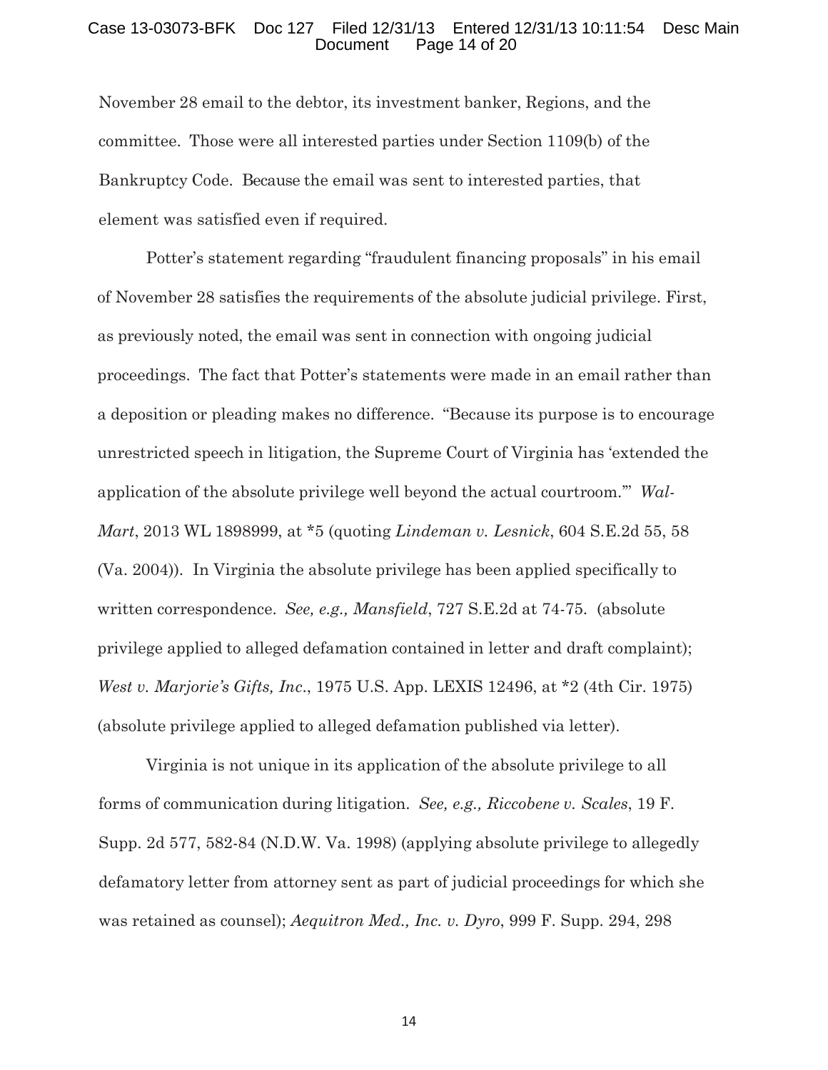November 28 email to the debtor, its investment banker, Regions, and the committee. Those were all interested parties under Section 1109(b) of the Bankruptcy Code. Because the email was sent to interested parties, that element was satisfied even if required.

Potter's statement regarding "fraudulent financing proposals" in his email of November 28 satisfies the requirements of the absolute judicial privilege. First, as previously noted, the email was sent in connection with ongoing judicial proceedings. The fact that Potter's statements were made in an email rather than a deposition or pleading makes no difference. "Because its purpose is to encourage unrestricted speech in litigation, the Supreme Court of Virginia has 'extended the application of the absolute privilege well beyond the actual courtroom.'" *Wal-Mart*, 2013 WL 1898999, at *5 (quoting *Lindeman v. Lesnick*, 604 S.E.2d 55, 58 (Va. 2004)). In Virginia the absolute privilege has been applied specifically to written correspondence. *See, e.g., Mansfield*, 727 S.E.2d at 74-75. (absolute privilege applied to alleged defamation contained in letter and draft complaint); *West v. Marjorie's Gifts, Inc*., 1975 U.S. App. LEXIS 12496, at *2 (4th Cir. 1975) (absolute privilege applied to alleged defamation published via letter).

Virginia is not unique in its application of the absolute privilege to all forms of communication during litigation. *See, e.g., Riccobene v. Scales*, 19 F. Supp. 2d 577, 582-84 (N.D.W. Va. 1998) (applying absolute privilege to allegedly defamatory letter from attorney sent as part of judicial proceedings for which she was retained as counsel); *Aequitron Med., Inc. v. Dyro*, 999 F. Supp. 294, 298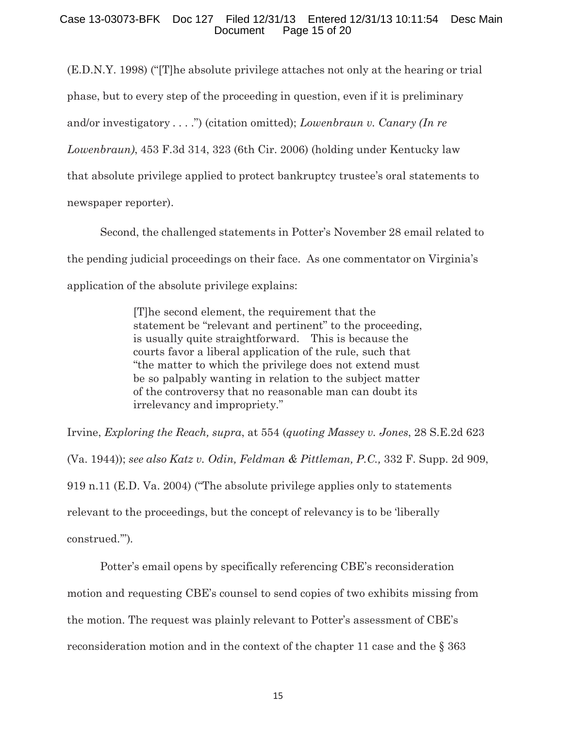(E.D.N.Y. 1998) ("[T]he absolute privilege attaches not only at the hearing or trial phase, but to every step of the proceeding in question, even if it is preliminary and/or investigatory . . . .") (citation omitted); *Lowenbraun v. Canary (In re Lowenbraun)*, 453 F.3d 314, 323 (6th Cir. 2006) (holding under Kentucky law that absolute privilege applied to protect bankruptcy trustee's oral statements to newspaper reporter).

Second, the challenged statements in Potter's November 28 email related to the pending judicial proceedings on their face. As one commentator on Virginia's application of the absolute privilege explains:

> [T]he second element, the requirement that the statement be "relevant and pertinent" to the proceeding, is usually quite straightforward. This is because the courts favor a liberal application of the rule, such that "the matter to which the privilege does not extend must be so palpably wanting in relation to the subject matter of the controversy that no reasonable man can doubt its irrelevancy and impropriety."

Irvine, *Exploring the Reach, supra*, at 554 (*quoting Massey v. Jones*, 28 S.E.2d 623 (Va. 1944)); *see also Katz v. Odin, Feldman & Pittleman, P.C.,* 332 F. Supp. 2d 909, 919 n.11 (E.D. Va. 2004) ("The absolute privilege applies only to statements relevant to the proceedings, but the concept of relevancy is to be 'liberally construed.'").

Potter's email opens by specifically referencing CBE's reconsideration motion and requesting CBE's counsel to send copies of two exhibits missing from the motion. The request was plainly relevant to Potter's assessment of CBE's reconsideration motion and in the context of the chapter 11 case and the § 363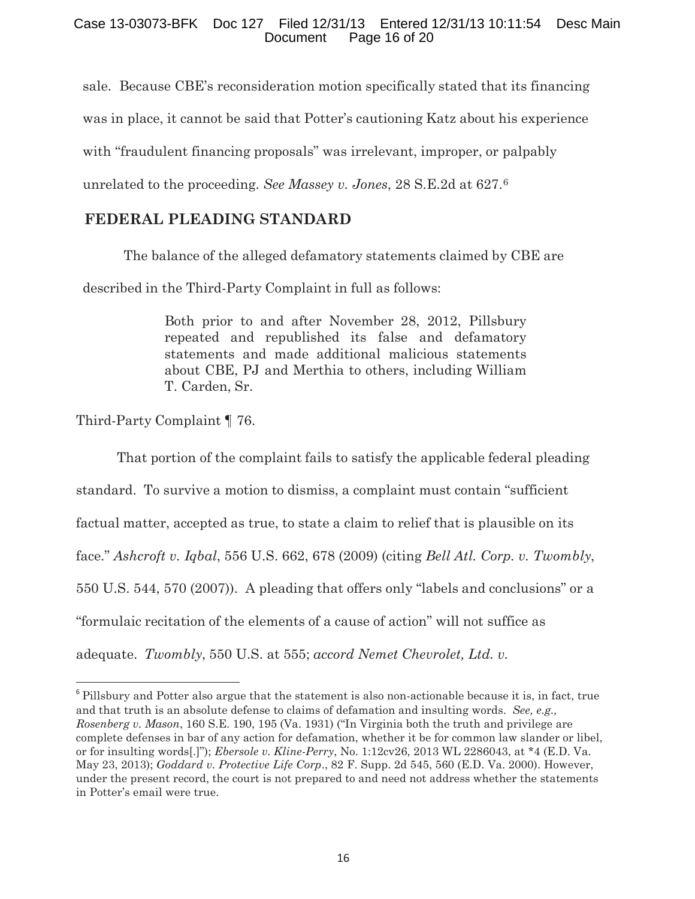sale. Because CBE's reconsideration motion specifically stated that its financing was in place, it cannot be said that Potter's cautioning Katz about his experience with "fraudulent financing proposals" was irrelevant, improper, or palpably unrelated to the proceeding. *See Massey v. Jones*, 28 S.E.2d at 627.[6]

## FEDERAL PLEADING STANDARD

The balance of the alleged defamatory statements claimed by CBE are described in the Third-Party Complaint in full as follows:

> Both prior to and after November 28, 2012, Pillsbury repeated and republished its false and defamatory statements and made additional malicious statements about CBE, PJ and Merthia to others, including William T. Carden, Sr.

Third-Party Complaint ¶ 76.

That portion of the complaint fails to satisfy the applicable federal pleading standard. To survive a motion to dismiss, a complaint must contain "sufficient factual matter, accepted as true, to state a claim to relief that is plausible on its face." *Ashcroft v. Iqbal*, 556 U.S. 662, 678 (2009) (citing *Bell Atl. Corp. v. Twombly*, 550 U.S. 544, 570 (2007)). A pleading that offers only "labels and conclusions" or a "formulaic recitation of the elements of a cause of action" will not suffice as adequate. *Twombly*, 550 U.S. at 555; *accord Nemet Chevrolet, Ltd. v.*

---

[6] Pillsbury and Potter also argue that the statement is also non-actionable because it is, in fact, true and that truth is an absolute defense to claims of defamation and insulting words. *See, e.g., Rosenberg v. Mason*, 160 S.E. 190, 195 (Va. 1931) ("In Virginia both the truth and privilege are complete defenses in bar of any action for defamation, whether it be for common law slander or libel, or for insulting words[.]"); *Ebersole v. Kline-Perry*, No. 1:12cv26, 2013 WL 2286043, at *4 (E.D. Va. May 23, 2013); *Goddard v. Protective Life Corp*., 82 F. Supp. 2d 545, 560 (E.D. Va. 2000). However, under the present record, the court is not prepared to and need not address whether the statements in Potter's email were true.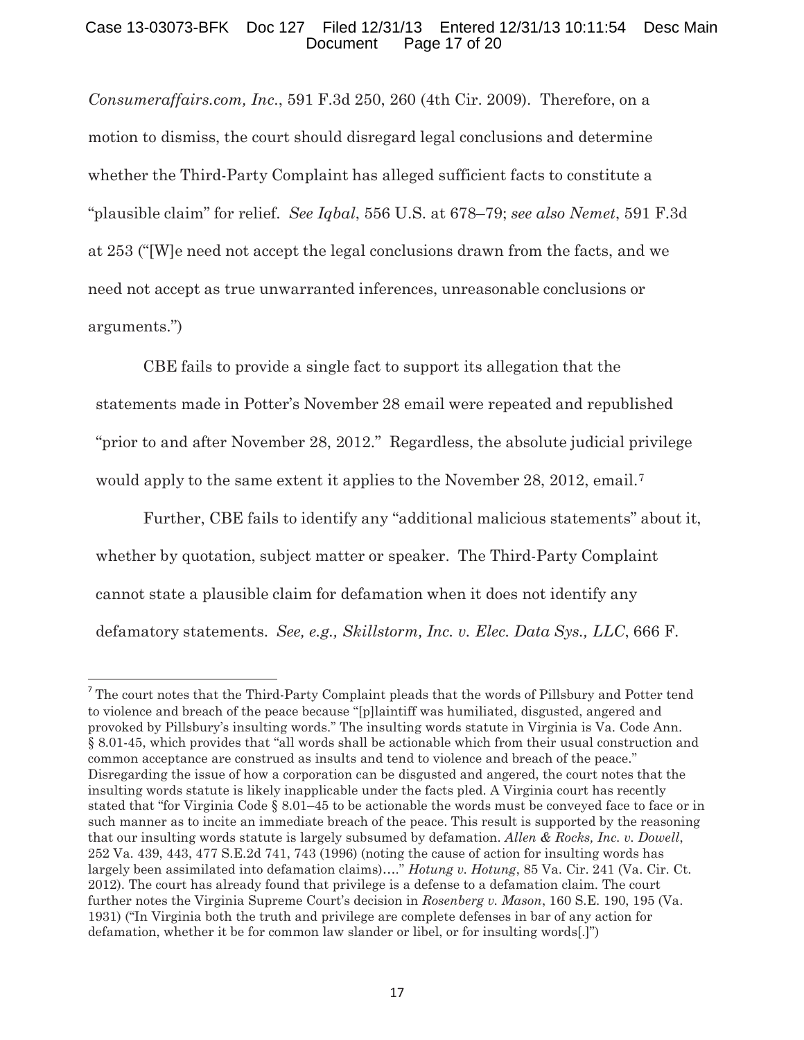*Consumeraffairs.com, Inc.*, 591 F.3d 250, 260 (4th Cir. 2009). Therefore, on a motion to dismiss, the court should disregard legal conclusions and determine whether the Third-Party Complaint has alleged sufficient facts to constitute a "plausible claim" for relief. *See Iqbal*, 556 U.S. at 678–79; *see also Nemet*, 591 F.3d at 253 ("[W]e need not accept the legal conclusions drawn from the facts, and we need not accept as true unwarranted inferences, unreasonable conclusions or arguments.")

CBE fails to provide a single fact to support its allegation that the statements made in Potter's November 28 email were repeated and republished "prior to and after November 28, 2012." Regardless, the absolute judicial privilege would apply to the same extent it applies to the November 28, 2012, email.[7]

Further, CBE fails to identify any "additional malicious statements" about it, whether by quotation, subject matter or speaker. The Third-Party Complaint cannot state a plausible claim for defamation when it does not identify any defamatory statements. *See, e.g., Skillstorm, Inc. v. Elec. Data Sys., LLC*, 666 F.

---

[7] The court notes that the Third-Party Complaint pleads that the words of Pillsbury and Potter tend to violence and breach of the peace because "[p]laintiff was humiliated, disgusted, angered and provoked by Pillsbury's insulting words." The insulting words statute in Virginia is Va. Code Ann. § 8.01-45, which provides that "all words shall be actionable which from their usual construction and common acceptance are construed as insults and tend to violence and breach of the peace." Disregarding the issue of how a corporation can be disgusted and angered, the court notes that the insulting words statute is likely inapplicable under the facts pled. A Virginia court has recently stated that "for Virginia Code § 8.01–45 to be actionable the words must be conveyed face to face or in such manner as to incite an immediate breach of the peace. This result is supported by the reasoning that our insulting words statute is largely subsumed by defamation. *Allen & Rocks, Inc. v. Dowell*, 252 Va. 439, 443, 477 S.E.2d 741, 743 (1996) (noting the cause of action for insulting words has largely been assimilated into defamation claims)…." *Hotung v. Hotung*, 85 Va. Cir. 241 (Va. Cir. Ct. 2012). The court has already found that privilege is a defense to a defamation claim. The court further notes the Virginia Supreme Court's decision in *Rosenberg v. Mason*, 160 S.E. 190, 195 (Va. 1931) ("In Virginia both the truth and privilege are complete defenses in bar of any action for defamation, whether it be for common law slander or libel, or for insulting words[.]")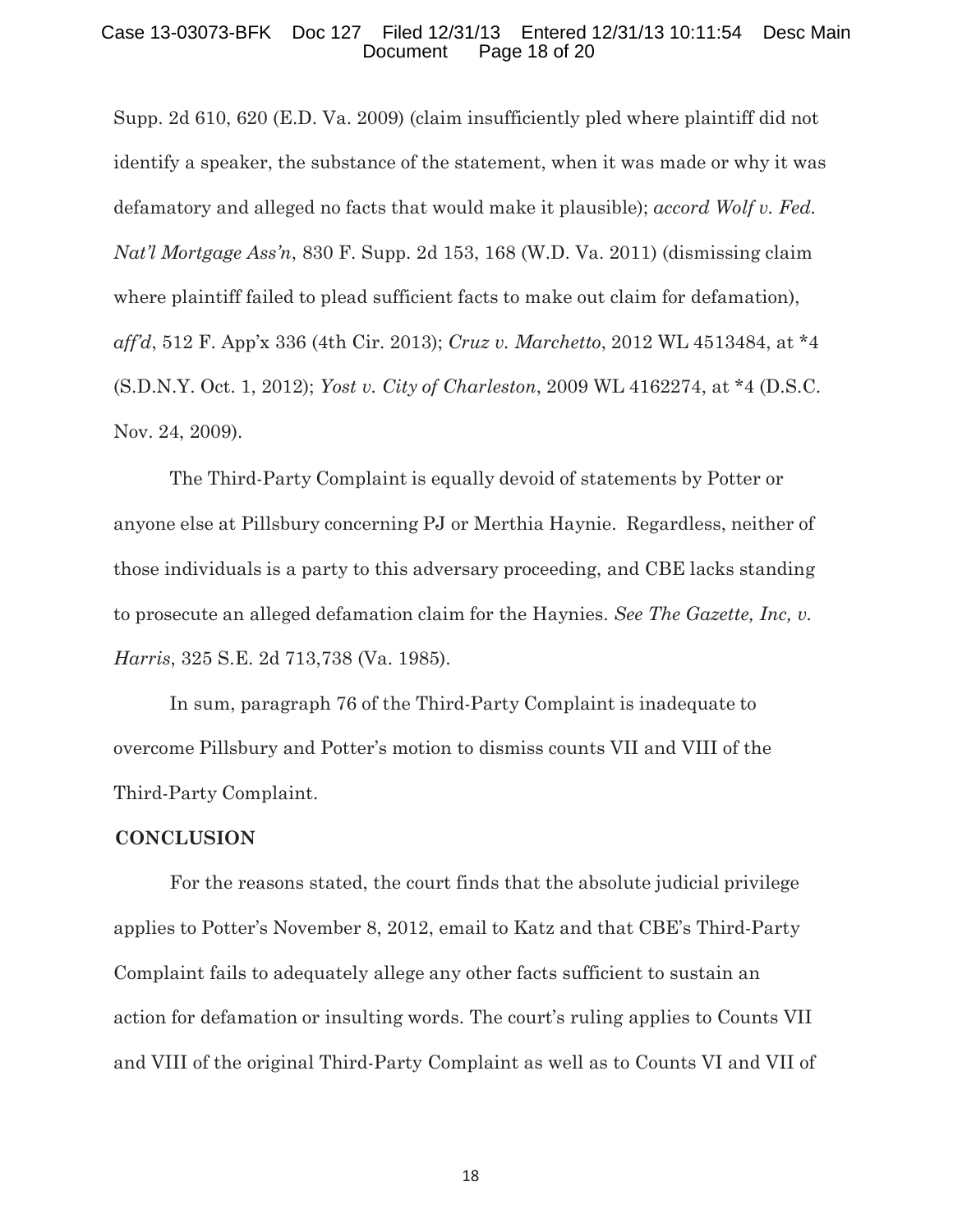Supp. 2d 610, 620 (E.D. Va. 2009) (claim insufficiently pled where plaintiff did not identify a speaker, the substance of the statement, when it was made or why it was defamatory and alleged no facts that would make it plausible); *accord Wolf v. Fed. Nat'l Mortgage Ass'n*, 830 F. Supp. 2d 153, 168 (W.D. Va. 2011) (dismissing claim where plaintiff failed to plead sufficient facts to make out claim for defamation), *aff'd*, 512 F. App'x 336 (4th Cir. 2013); *Cruz v. Marchetto*, 2012 WL 4513484, at *4 (S.D.N.Y. Oct. 1, 2012); *Yost v. City of Charleston*, 2009 WL 4162274, at *4 (D.S.C. Nov. 24, 2009).

The Third-Party Complaint is equally devoid of statements by Potter or anyone else at Pillsbury concerning PJ or Merthia Haynie. Regardless, neither of those individuals is a party to this adversary proceeding, and CBE lacks standing to prosecute an alleged defamation claim for the Haynies. *See The Gazette, Inc, v. Harris*, 325 S.E. 2d 713,738 (Va. 1985).

In sum, paragraph 76 of the Third-Party Complaint is inadequate to overcome Pillsbury and Potter's motion to dismiss counts VII and VIII of the Third-Party Complaint.

## CONCLUSION

For the reasons stated, the court finds that the absolute judicial privilege applies to Potter's November 8, 2012, email to Katz and that CBE's Third-Party Complaint fails to adequately allege any other facts sufficient to sustain an action for defamation or insulting words. The court's ruling applies to Counts VII and VIII of the original Third-Party Complaint as well as to Counts VI and VII of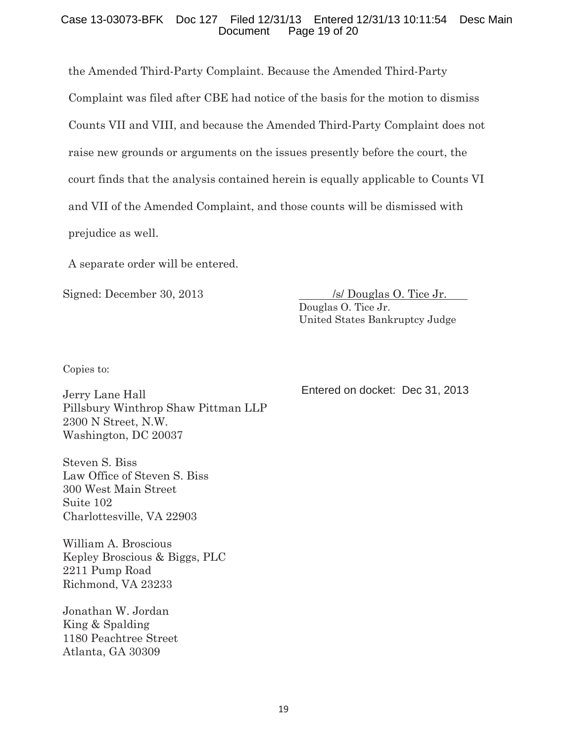the Amended Third-Party Complaint. Because the Amended Third-Party Complaint was filed after CBE had notice of the basis for the motion to dismiss Counts VII and VIII, and because the Amended Third-Party Complaint does not raise new grounds or arguments on the issues presently before the court, the court finds that the analysis contained herein is equally applicable to Counts VI and VII of the Amended Complaint, and those counts will be dismissed with prejudice as well.

A separate order will be entered.

Signed: December 30, 2013

/s/ Douglas O. Tice Jr.
Douglas O. Tice Jr.
United States Bankruptcy Judge

Entered on docket: Dec 31, 2013

Copies to:

Jerry Lane Hall
Pillsbury Winthrop Shaw Pittman LLP
2300 N Street, N.W.
Washington, DC 20037

Steven S. Biss
Law Office of Steven S. Biss
300 West Main Street
Suite 102
Charlottesville, VA 22903

William A. Broscious
Kepley Broscious & Biggs, PLC
2211 Pump Road
Richmond, VA 23233

Jonathan W. Jordan
King & Spalding
1180 Peachtree Street
Atlanta, GA 30309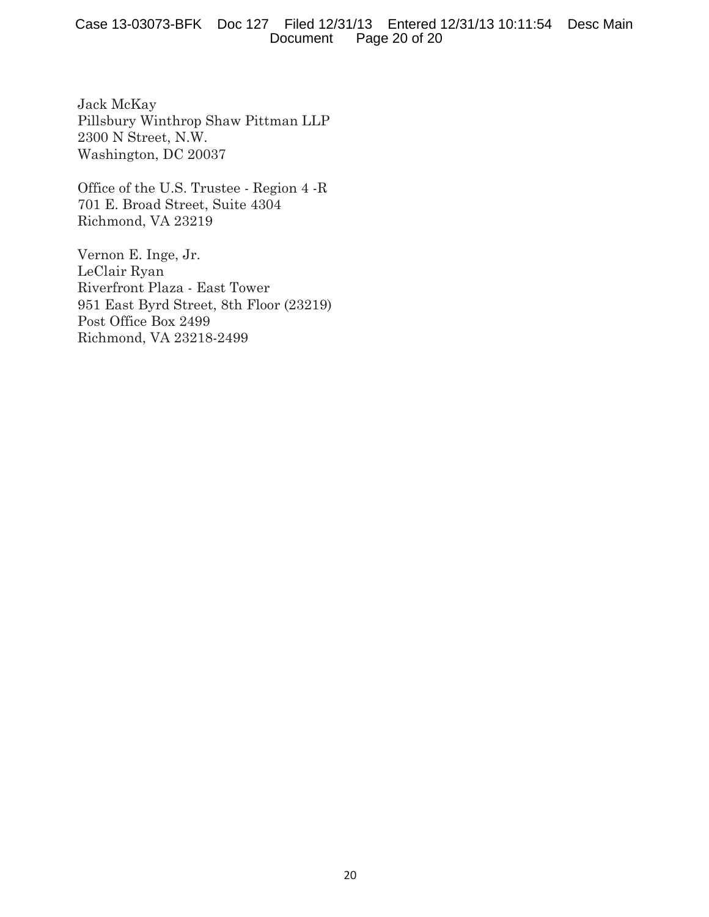Jack McKay
Pillsbury Winthrop Shaw Pittman LLP
2300 N Street, N.W.
Washington, DC 20037

Office of the U.S. Trustee - Region 4 -R
701 E. Broad Street, Suite 4304
Richmond, VA 23219

Vernon E. Inge, Jr.
LeClair Ryan
Riverfront Plaza - East Tower
951 East Byrd Street, 8th Floor (23219)
Post Office Box 2499
Richmond, VA 23218-2499